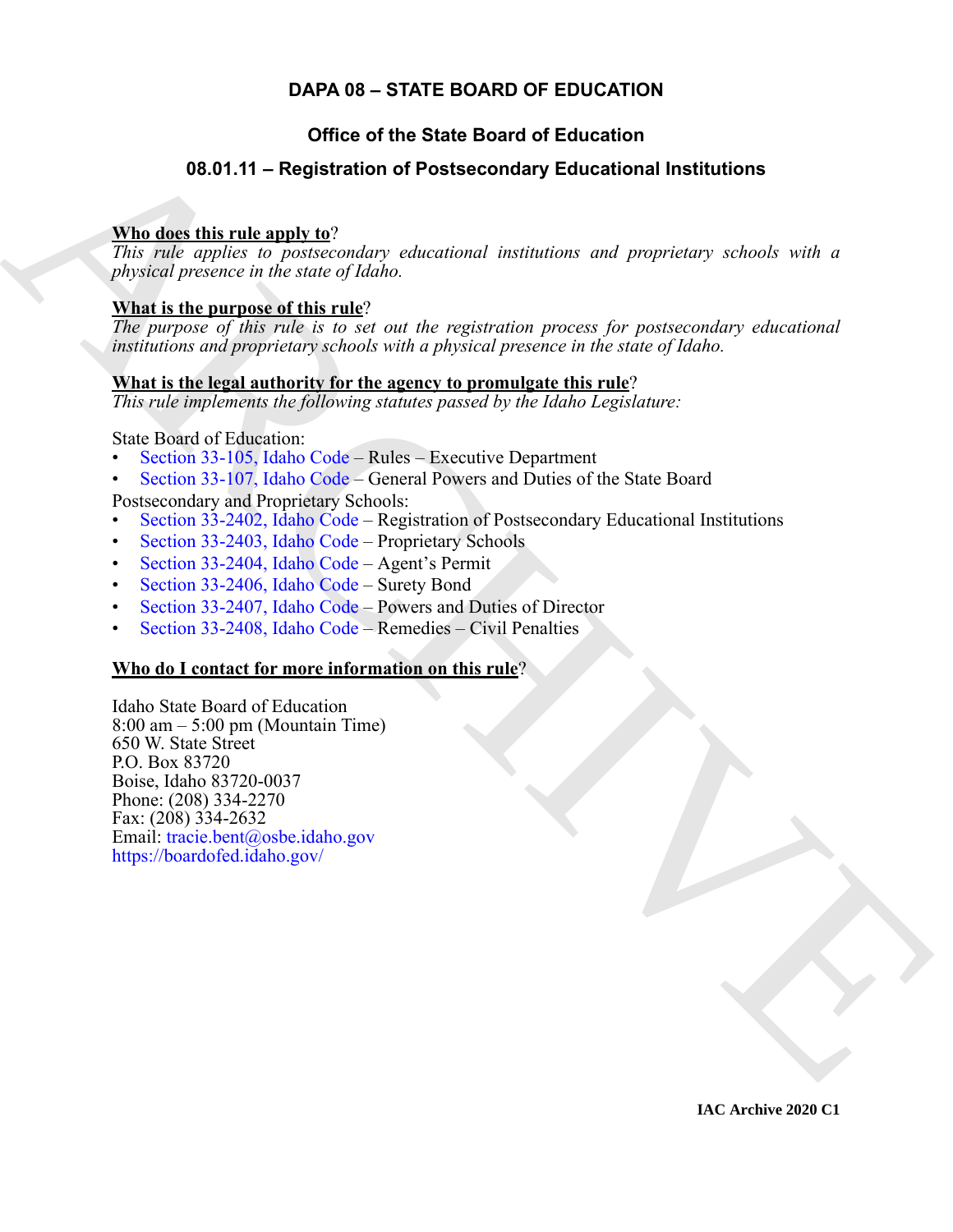# DAPA 08 – STATE BOARD OF EDUCATION

## Office of the State Board of Education

## 08.01.11 – Registration of Postsecondary Educational Institutions

**Who does this rule apply to**?

*This rule applies to postsecondary educational institutions and proprietary schools with a physical presence in the state of Idaho.*

**What is the purpose of this rule**?

*The purpose of this rule is to set out the registration process for postsecondary educational institutions and proprietary schools with a physical presence in the state of Idaho.*

**What is the legal authority for the agency to promulgate this rule**?

*This rule implements the following statutes passed by the Idaho Legislature:*

State Board of Education:

- Section 33-105, Idaho Code – Rules – Executive Department
- Section 33-107, Idaho Code – General Powers and Duties of the State Board

Postsecondary and Proprietary Schools:

- Section 33-2402, Idaho Code – Registration of Postsecondary Educational Institutions
- Section 33-2403, Idaho Code – Proprietary Schools
- Section 33-2404, Idaho Code – Agent's Permit
- Section 33-2406, Idaho Code – Surety Bond
- Section 33-2407, Idaho Code – Powers and Duties of Director
- Section 33-2408, Idaho Code – Remedies – Civil Penalties

**Who do I contact for more information on this rule**?

Idaho State Board of Education
8:00 am – 5:00 pm (Mountain Time)
650 W. State Street
P.O. Box 83720
Boise, Idaho 83720-0037
Phone: (208) 334-2270
Fax: (208) 334-2632
Email: tracie.bent@osbe.idaho.gov
https://boardofed.idaho.gov/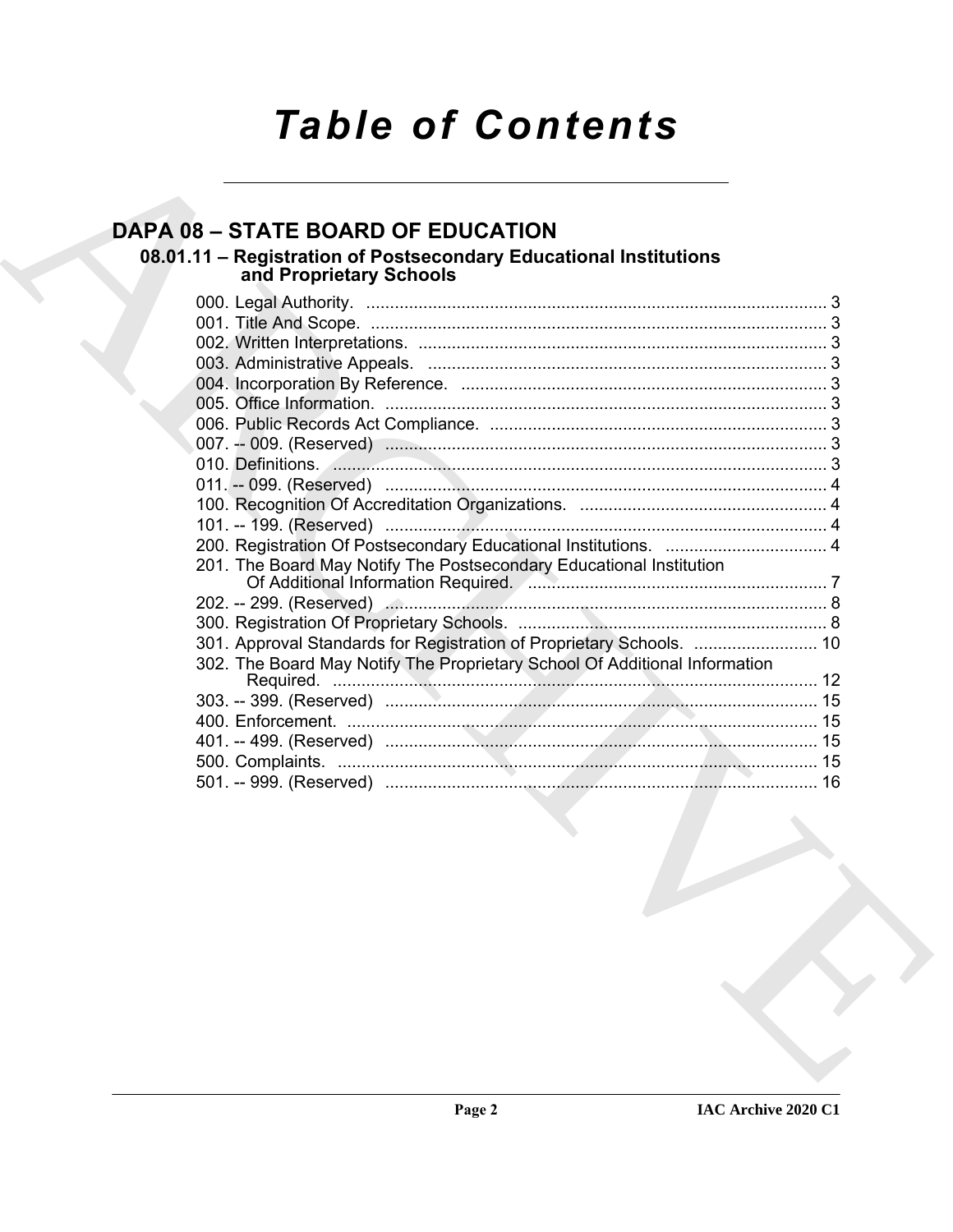# Table of Contents

## DAPA 08 – STATE BOARD OF EDUCATION

### 08.01.11 – Registration of Postsecondary Educational Institutions and Proprietary Schools

000. Legal Authority. ..... 3
001. Title And Scope. ..... 3
002. Written Interpretations. ..... 3
003. Administrative Appeals. ..... 3
004. Incorporation By Reference. ..... 3
005. Office Information. ..... 3
006. Public Records Act Compliance. ..... 3
007. -- 009. (Reserved) ..... 3
010. Definitions. ..... 3
011. -- 099. (Reserved) ..... 4
100. Recognition Of Accreditation Organizations. ..... 4
101. -- 199. (Reserved) ..... 4
200. Registration Of Postsecondary Educational Institutions. ..... 4
201. The Board May Notify The Postsecondary Educational Institution Of Additional Information Required. ..... 7
202. -- 299. (Reserved) ..... 8
300. Registration Of Proprietary Schools. ..... 8
301. Approval Standards for Registration of Proprietary Schools. ..... 10
302. The Board May Notify The Proprietary School Of Additional Information Required. ..... 12
303. -- 399. (Reserved) ..... 15
400. Enforcement. ..... 15
401. -- 499. (Reserved) ..... 15
500. Complaints. ..... 15
501. -- 999. (Reserved) ..... 16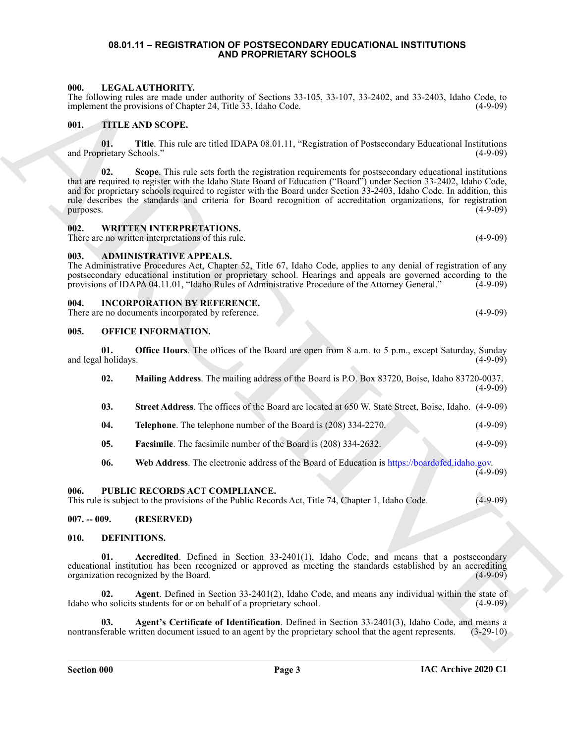# 08.01.11 – REGISTRATION OF POSTSECONDARY EDUCATIONAL INSTITUTIONS AND PROPRIETARY SCHOOLS

## 000. LEGAL AUTHORITY.

The following rules are made under authority of Sections 33-105, 33-107, 33-2402, and 33-2403, Idaho Code, to implement the provisions of Chapter 24, Title 33, Idaho Code. (4-9-09)

## 001. TITLE AND SCOPE.

**01. Title**. This rule are titled IDAPA 08.01.11, "Registration of Postsecondary Educational Institutions and Proprietary Schools." (4-9-09)

**02. Scope**. This rule sets forth the registration requirements for postsecondary educational institutions that are required to register with the Idaho State Board of Education ("Board") under Section 33-2402, Idaho Code, and for proprietary schools required to register with the Board under Section 33-2403, Idaho Code. In addition, this rule describes the standards and criteria for Board recognition of accreditation organizations, for registration purposes. (4-9-09)

## 002. WRITTEN INTERPRETATIONS.

There are no written interpretations of this rule. (4-9-09)

## 003. ADMINISTRATIVE APPEALS.

The Administrative Procedures Act, Chapter 52, Title 67, Idaho Code, applies to any denial of registration of any postsecondary educational institution or proprietary school. Hearings and appeals are governed according to the provisions of IDAPA 04.11.01, "Idaho Rules of Administrative Procedure of the Attorney General." (4-9-09)

## 004. INCORPORATION BY REFERENCE.

There are no documents incorporated by reference. (4-9-09)

## 005. OFFICE INFORMATION.

**01. Office Hours**. The offices of the Board are open from 8 a.m. to 5 p.m., except Saturday, Sunday and legal holidays. (4-9-09)

**02. Mailing Address**. The mailing address of the Board is P.O. Box 83720, Boise, Idaho 83720-0037. (4-9-09)

**03. Street Address**. The offices of the Board are located at 650 W. State Street, Boise, Idaho. (4-9-09)

**04. Telephone**. The telephone number of the Board is (208) 334-2270. (4-9-09)

**05. Facsimile**. The facsimile number of the Board is (208) 334-2632. (4-9-09)

**06. Web Address**. The electronic address of the Board of Education is https://boardofed.idaho.gov. (4-9-09)

## 006. PUBLIC RECORDS ACT COMPLIANCE.

This rule is subject to the provisions of the Public Records Act, Title 74, Chapter 1, Idaho Code. (4-9-09)

## 007. -- 009. (RESERVED)

## 010. DEFINITIONS.

**01. Accredited**. Defined in Section 33-2401(1), Idaho Code, and means that a postsecondary educational institution has been recognized or approved as meeting the standards established by an accrediting organization recognized by the Board. (4-9-09)

**02. Agent**. Defined in Section 33-2401(2), Idaho Code, and means any individual within the state of Idaho who solicits students for or on behalf of a proprietary school. (4-9-09)

**03. Agent's Certificate of Identification**. Defined in Section 33-2401(3), Idaho Code, and means a nontransferable written document issued to an agent by the proprietary school that the agent represents. (3-29-10)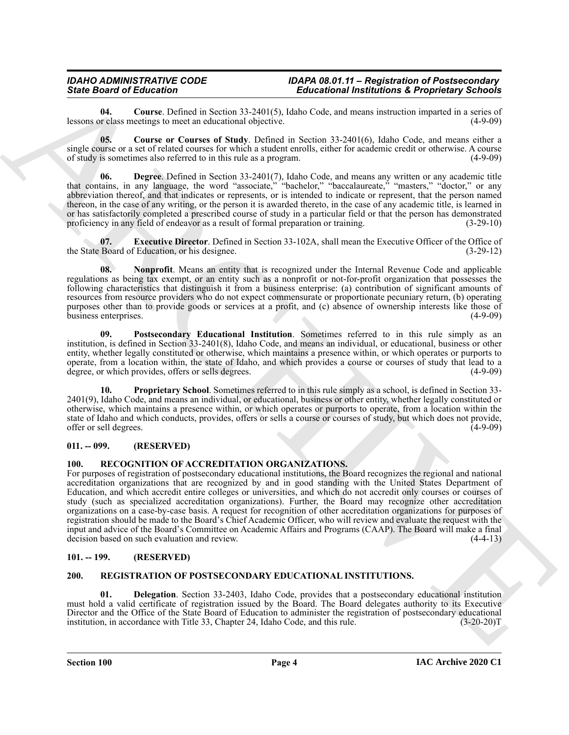**04. Course**. Defined in Section 33-2401(5), Idaho Code, and means instruction imparted in a series of lessons or class meetings to meet an educational objective. (4-9-09)

**05. Course or Courses of Study**. Defined in Section 33-2401(6), Idaho Code, and means either a single course or a set of related courses for which a student enrolls, either for academic credit or otherwise. A course of study is sometimes also referred to in this rule as a program. (4-9-09)

**06. Degree**. Defined in Section 33-2401(7), Idaho Code, and means any written or any academic title that contains, in any language, the word "associate," "bachelor," "baccalaureate," "masters," "doctor," or any abbreviation thereof, and that indicates or represents, or is intended to indicate or represent, that the person named thereon, in the case of any writing, or the person it is awarded thereto, in the case of any academic title, is learned in or has satisfactorily completed a prescribed course of study in a particular field or that the person has demonstrated proficiency in any field of endeavor as a result of formal preparation or training. (3-29-10)

**07. Executive Director**. Defined in Section 33-102A, shall mean the Executive Officer of the Office of the State Board of Education, or his designee. (3-29-12)

**08. Nonprofit**. Means an entity that is recognized under the Internal Revenue Code and applicable regulations as being tax exempt, or an entity such as a nonprofit or not-for-profit organization that possesses the following characteristics that distinguish it from a business enterprise: (a) contribution of significant amounts of resources from resource providers who do not expect commensurate or proportionate pecuniary return, (b) operating purposes other than to provide goods or services at a profit, and (c) absence of ownership interests like those of business enterprises. (4-9-09)

**09. Postsecondary Educational Institution**. Sometimes referred to in this rule simply as an institution, is defined in Section 33-2401(8), Idaho Code, and means an individual, or educational, business or other entity, whether legally constituted or otherwise, which maintains a presence within, or which operates or purports to operate, from a location within, the state of Idaho, and which provides a course or courses of study that lead to a degree, or which provides, offers or sells degrees. (4-9-09)

**10. Proprietary School**. Sometimes referred to in this rule simply as a school, is defined in Section 33-2401(9), Idaho Code, and means an individual, or educational, business or other entity, whether legally constituted or otherwise, which maintains a presence within, or which operates or purports to operate, from a location within the state of Idaho and which conducts, provides, offers or sells a course or courses of study, but which does not provide, offer or sell degrees. (4-9-09)

## 011. -- 099. (RESERVED)

## 100. RECOGNITION OF ACCREDITATION ORGANIZATIONS.

For purposes of registration of postsecondary educational institutions, the Board recognizes the regional and national accreditation organizations that are recognized by and in good standing with the United States Department of Education, and which accredit entire colleges or universities, and which do not accredit only courses or courses of study (such as specialized accreditation organizations). Further, the Board may recognize other accreditation organizations on a case-by-case basis. A request for recognition of other accreditation organizations for purposes of registration should be made to the Board's Chief Academic Officer, who will review and evaluate the request with the input and advice of the Board's Committee on Academic Affairs and Programs (CAAP). The Board will make a final decision based on such evaluation and review. (4-4-13)

## 101. -- 199. (RESERVED)

## 200. REGISTRATION OF POSTSECONDARY EDUCATIONAL INSTITUTIONS.

**01. Delegation**. Section 33-2403, Idaho Code, provides that a postsecondary educational institution must hold a valid certificate of registration issued by the Board. The Board delegates authority to its Executive Director and the Office of the State Board of Education to administer the registration of postsecondary educational institution, in accordance with Title 33, Chapter 24, Idaho Code, and this rule. (3-20-20)T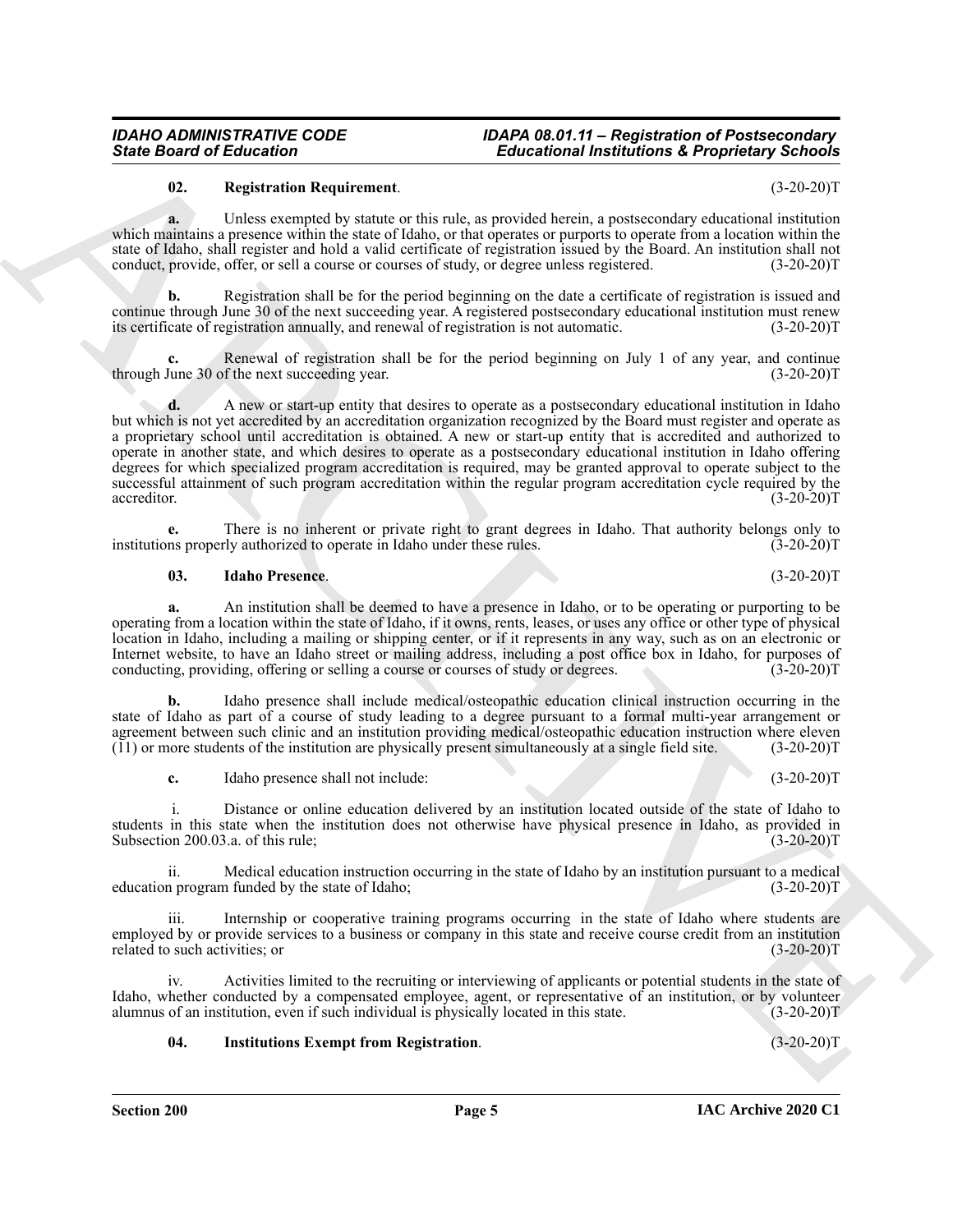**02. Registration Requirement**. (3-20-20)T

**a.** Unless exempted by statute or this rule, as provided herein, a postsecondary educational institution which maintains a presence within the state of Idaho, or that operates or purports to operate from a location within the state of Idaho, shall register and hold a valid certificate of registration issued by the Board. An institution shall not conduct, provide, offer, or sell a course or courses of study, or degree unless registered. (3-20-20)T

**b.** Registration shall be for the period beginning on the date a certificate of registration is issued and continue through June 30 of the next succeeding year. A registered postsecondary educational institution must renew its certificate of registration annually, and renewal of registration is not automatic. (3-20-20)T

**c.** Renewal of registration shall be for the period beginning on July 1 of any year, and continue through June 30 of the next succeeding year. (3-20-20)T

**d.** A new or start-up entity that desires to operate as a postsecondary educational institution in Idaho but which is not yet accredited by an accreditation organization recognized by the Board must register and operate as a proprietary school until accreditation is obtained. A new or start-up entity that is accredited and authorized to operate in another state, and which desires to operate as a postsecondary educational institution in Idaho offering degrees for which specialized program accreditation is required, may be granted approval to operate subject to the successful attainment of such program accreditation within the regular program accreditation cycle required by the accreditor. (3-20-20)T

**e.** There is no inherent or private right to grant degrees in Idaho. That authority belongs only to institutions properly authorized to operate in Idaho under these rules. (3-20-20)T

**03. Idaho Presence**. (3-20-20)T

**a.** An institution shall be deemed to have a presence in Idaho, or to be operating or purporting to be operating from a location within the state of Idaho, if it owns, rents, leases, or uses any office or other type of physical location in Idaho, including a mailing or shipping center, or if it represents in any way, such as on an electronic or Internet website, to have an Idaho street or mailing address, including a post office box in Idaho, for purposes of conducting, providing, offering or selling a course or courses of study or degrees. (3-20-20)T

**b.** Idaho presence shall include medical/osteopathic education clinical instruction occurring in the state of Idaho as part of a course of study leading to a degree pursuant to a formal multi-year arrangement or agreement between such clinic and an institution providing medical/osteopathic education instruction where eleven (11) or more students of the institution are physically present simultaneously at a single field site. (3-20-20)T

**c.** Idaho presence shall not include: (3-20-20)T

i. Distance or online education delivered by an institution located outside of the state of Idaho to students in this state when the institution does not otherwise have physical presence in Idaho, as provided in Subsection 200.03.a. of this rule; (3-20-20)T

ii. Medical education instruction occurring in the state of Idaho by an institution pursuant to a medical education program funded by the state of Idaho; (3-20-20)T

iii. Internship or cooperative training programs occurring in the state of Idaho where students are employed by or provide services to a business or company in this state and receive course credit from an institution related to such activities; or (3-20-20)T

iv. Activities limited to the recruiting or interviewing of applicants or potential students in the state of Idaho, whether conducted by a compensated employee, agent, or representative of an institution, or by volunteer alumnus of an institution, even if such individual is physically located in this state. (3-20-20)T

**04. Institutions Exempt from Registration**. (3-20-20)T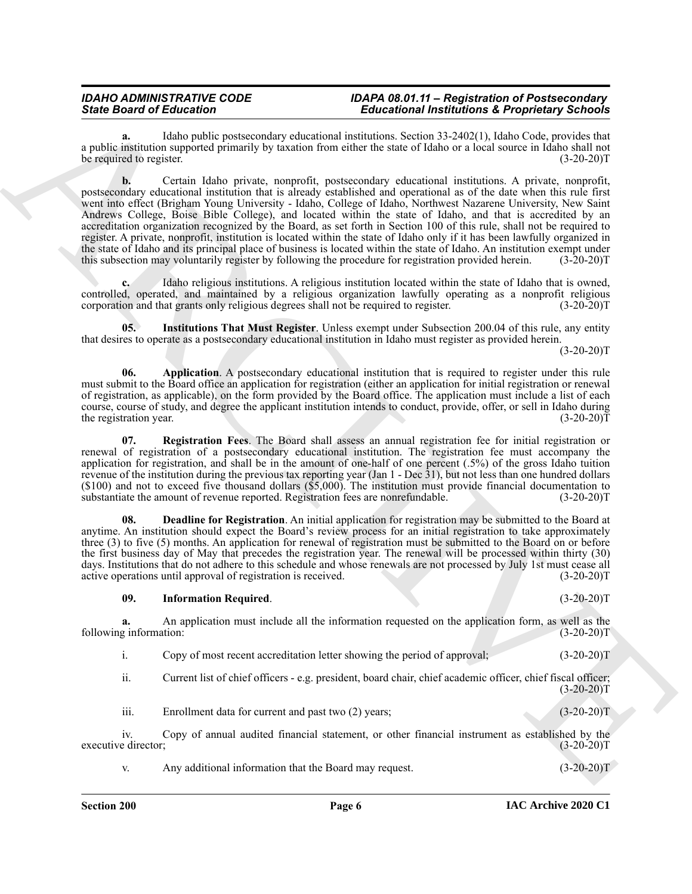**a.** Idaho public postsecondary educational institutions. Section 33-2402(1), Idaho Code, provides that a public institution supported primarily by taxation from either the state of Idaho or a local source in Idaho shall not be required to register. (3-20-20)T

**b.** Certain Idaho private, nonprofit, postsecondary educational institutions. A private, nonprofit, postsecondary educational institution that is already established and operational as of the date when this rule first went into effect (Brigham Young University - Idaho, College of Idaho, Northwest Nazarene University, New Saint Andrews College, Boise Bible College), and located within the state of Idaho, and that is accredited by an accreditation organization recognized by the Board, as set forth in Section 100 of this rule, shall not be required to register. A private, nonprofit, institution is located within the state of Idaho only if it has been lawfully organized in the state of Idaho and its principal place of business is located within the state of Idaho. An institution exempt under this subsection may voluntarily register by following the procedure for registration provided herein. (3-20-20)T

**c.** Idaho religious institutions. A religious institution located within the state of Idaho that is owned, controlled, operated, and maintained by a religious organization lawfully operating as a nonprofit religious corporation and that grants only religious degrees shall not be required to register. (3-20-20)T

**05. Institutions That Must Register**. Unless exempt under Subsection 200.04 of this rule, any entity that desires to operate as a postsecondary educational institution in Idaho must register as provided herein. (3-20-20)T

**06. Application**. A postsecondary educational institution that is required to register under this rule must submit to the Board office an application for registration (either an application for initial registration or renewal of registration, as applicable), on the form provided by the Board office. The application must include a list of each course, course of study, and degree the applicant institution intends to conduct, provide, offer, or sell in Idaho during the registration year. (3-20-20)T

**07. Registration Fees**. The Board shall assess an annual registration fee for initial registration or renewal of registration of a postsecondary educational institution. The registration fee must accompany the application for registration, and shall be in the amount of one-half of one percent (.5%) of the gross Idaho tuition revenue of the institution during the previous tax reporting year (Jan 1 - Dec 31), but not less than one hundred dollars ($100) and not to exceed five thousand dollars ($5,000). The institution must provide financial documentation to substantiate the amount of revenue reported. Registration fees are nonrefundable. (3-20-20)T

**08. Deadline for Registration**. An initial application for registration may be submitted to the Board at anytime. An institution should expect the Board's review process for an initial registration to take approximately three (3) to five (5) months. An application for renewal of registration must be submitted to the Board on or before the first business day of May that precedes the registration year. The renewal will be processed within thirty (30) days. Institutions that do not adhere to this schedule and whose renewals are not processed by July 1st must cease all active operations until approval of registration is received. (3-20-20)T

**09. Information Required**. (3-20-20)T

**a.** An application must include all the information requested on the application form, as well as the following information: (3-20-20)T

i. Copy of most recent accreditation letter showing the period of approval; (3-20-20)T

ii. Current list of chief officers - e.g. president, board chair, chief academic officer, chief fiscal officer; (3-20-20)T

iii. Enrollment data for current and past two (2) years; (3-20-20)T

iv. Copy of annual audited financial statement, or other financial instrument as established by the executive director; (3-20-20)T

v. Any additional information that the Board may request. (3-20-20)T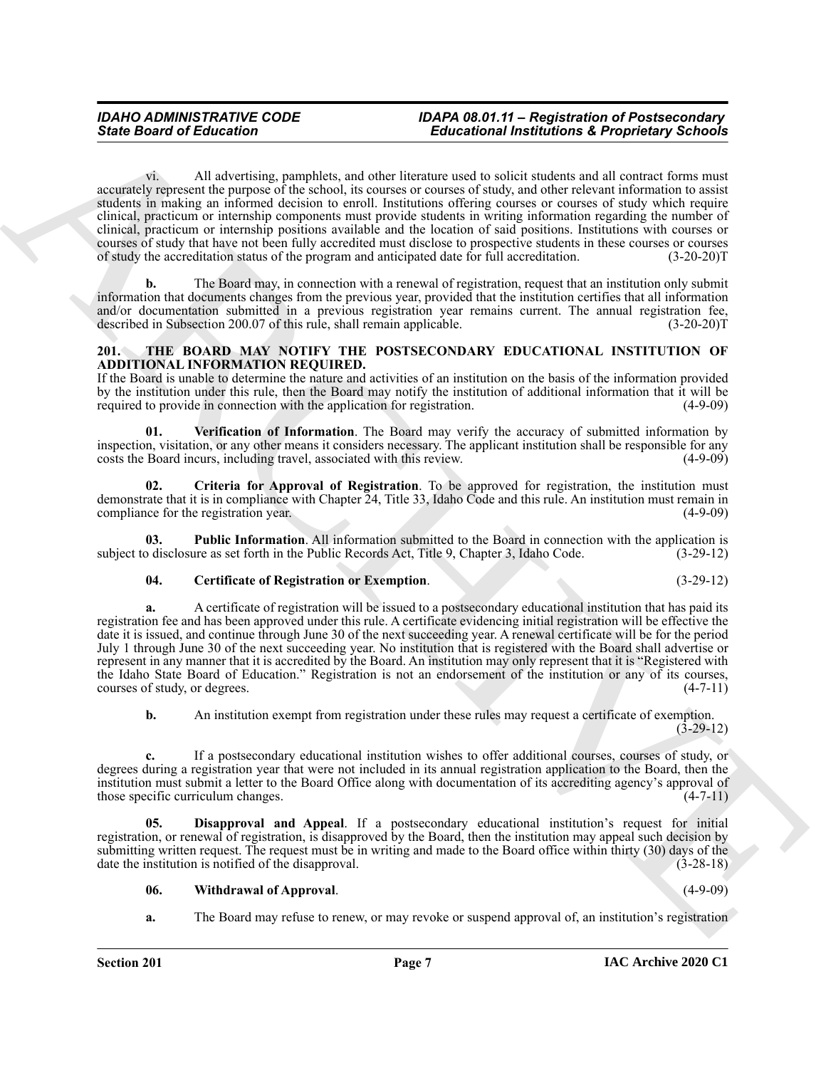vi. All advertising, pamphlets, and other literature used to solicit students and all contract forms must accurately represent the purpose of the school, its courses or courses of study, and other relevant information to assist students in making an informed decision to enroll. Institutions offering courses or courses of study which require clinical, practicum or internship components must provide students in writing information regarding the number of clinical, practicum or internship positions available and the location of said positions. Institutions with courses or courses of study that have not been fully accredited must disclose to prospective students in these courses or courses of study the accreditation status of the program and anticipated date for full accreditation. (3-20-20)T

**b.** The Board may, in connection with a renewal of registration, request that an institution only submit information that documents changes from the previous year, provided that the institution certifies that all information and/or documentation submitted in a previous registration year remains current. The annual registration fee, described in Subsection 200.07 of this rule, shall remain applicable. (3-20-20)T

## 201. THE BOARD MAY NOTIFY THE POSTSECONDARY EDUCATIONAL INSTITUTION OF ADDITIONAL INFORMATION REQUIRED.

If the Board is unable to determine the nature and activities of an institution on the basis of the information provided by the institution under this rule, then the Board may notify the institution of additional information that it will be required to provide in connection with the application for registration. (4-9-09)

**01. Verification of Information**. The Board may verify the accuracy of submitted information by inspection, visitation, or any other means it considers necessary. The applicant institution shall be responsible for any costs the Board incurs, including travel, associated with this review. (4-9-09)

**02. Criteria for Approval of Registration**. To be approved for registration, the institution must demonstrate that it is in compliance with Chapter 24, Title 33, Idaho Code and this rule. An institution must remain in compliance for the registration year. (4-9-09)

**03. Public Information**. All information submitted to the Board in connection with the application is subject to disclosure as set forth in the Public Records Act, Title 9, Chapter 3, Idaho Code. (3-29-12)

**04. Certificate of Registration or Exemption**. (3-29-12)

**a.** A certificate of registration will be issued to a postsecondary educational institution that has paid its registration fee and has been approved under this rule. A certificate evidencing initial registration will be effective the date it is issued, and continue through June 30 of the next succeeding year. A renewal certificate will be for the period July 1 through June 30 of the next succeeding year. No institution that is registered with the Board shall advertise or represent in any manner that it is accredited by the Board. An institution may only represent that it is "Registered with the Idaho State Board of Education." Registration is not an endorsement of the institution or any of its courses, courses of study, or degrees. (4-7-11)

**b.** An institution exempt from registration under these rules may request a certificate of exemption. (3-29-12)

**c.** If a postsecondary educational institution wishes to offer additional courses, courses of study, or degrees during a registration year that were not included in its annual registration application to the Board, then the institution must submit a letter to the Board Office along with documentation of its accrediting agency's approval of those specific curriculum changes. (4-7-11)

**05. Disapproval and Appeal**. If a postsecondary educational institution's request for initial registration, or renewal of registration, is disapproved by the Board, then the institution may appeal such decision by submitting written request. The request must be in writing and made to the Board office within thirty (30) days of the date the institution is notified of the disapproval. (3-28-18)

**06. Withdrawal of Approval**. (4-9-09)

**a.** The Board may refuse to renew, or may revoke or suspend approval of, an institution's registration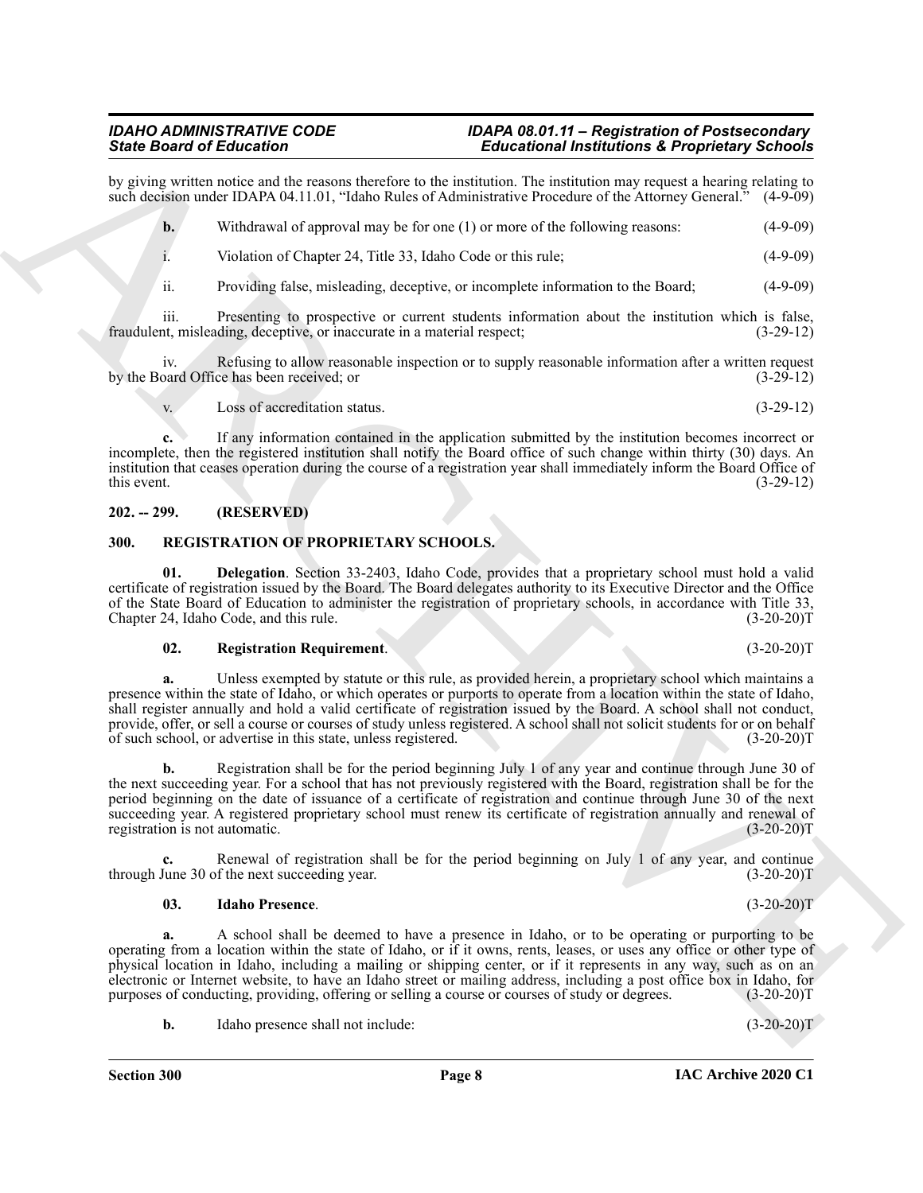by giving written notice and the reasons therefore to the institution. The institution may request a hearing relating to such decision under IDAPA 04.11.01, "Idaho Rules of Administrative Procedure of the Attorney General." (4-9-09)

**b.** Withdrawal of approval may be for one (1) or more of the following reasons: (4-9-09)

i. Violation of Chapter 24, Title 33, Idaho Code or this rule; (4-9-09)

ii. Providing false, misleading, deceptive, or incomplete information to the Board; (4-9-09)

iii. Presenting to prospective or current students information about the institution which is false, fraudulent, misleading, deceptive, or inaccurate in a material respect; (3-29-12)

iv. Refusing to allow reasonable inspection or to supply reasonable information after a written request by the Board Office has been received; or (3-29-12)

v. Loss of accreditation status. (3-29-12)

**c.** If any information contained in the application submitted by the institution becomes incorrect or incomplete, then the registered institution shall notify the Board office of such change within thirty (30) days. An institution that ceases operation during the course of a registration year shall immediately inform the Board Office of this event. (3-29-12)

## 202. -- 299. (RESERVED)

## 300. REGISTRATION OF PROPRIETARY SCHOOLS.

**01. Delegation**. Section 33-2403, Idaho Code, provides that a proprietary school must hold a valid certificate of registration issued by the Board. The Board delegates authority to its Executive Director and the Office of the State Board of Education to administer the registration of proprietary schools, in accordance with Title 33, Chapter 24, Idaho Code, and this rule. (3-20-20)T

**02. Registration Requirement**. (3-20-20)T

**a.** Unless exempted by statute or this rule, as provided herein, a proprietary school which maintains a presence within the state of Idaho, or which operates or purports to operate from a location within the state of Idaho, shall register annually and hold a valid certificate of registration issued by the Board. A school shall not conduct, provide, offer, or sell a course or courses of study unless registered. A school shall not solicit students for or on behalf of such school, or advertise in this state, unless registered. (3-20-20)T

**b.** Registration shall be for the period beginning July 1 of any year and continue through June 30 of the next succeeding year. For a school that has not previously registered with the Board, registration shall be for the period beginning on the date of issuance of a certificate of registration and continue through June 30 of the next succeeding year. A registered proprietary school must renew its certificate of registration annually and renewal of registration is not automatic. (3-20-20)T

**c.** Renewal of registration shall be for the period beginning on July 1 of any year, and continue through June 30 of the next succeeding year. (3-20-20)T

**03. Idaho Presence**. (3-20-20)T

**a.** A school shall be deemed to have a presence in Idaho, or to be operating or purporting to be operating from a location within the state of Idaho, or if it owns, rents, leases, or uses any office or other type of physical location in Idaho, including a mailing or shipping center, or if it represents in any way, such as on an electronic or Internet website, to have an Idaho street or mailing address, including a post office box in Idaho, for purposes of conducting, providing, offering or selling a course or courses of study or degrees. (3-20-20)T

**b.** Idaho presence shall not include: (3-20-20)T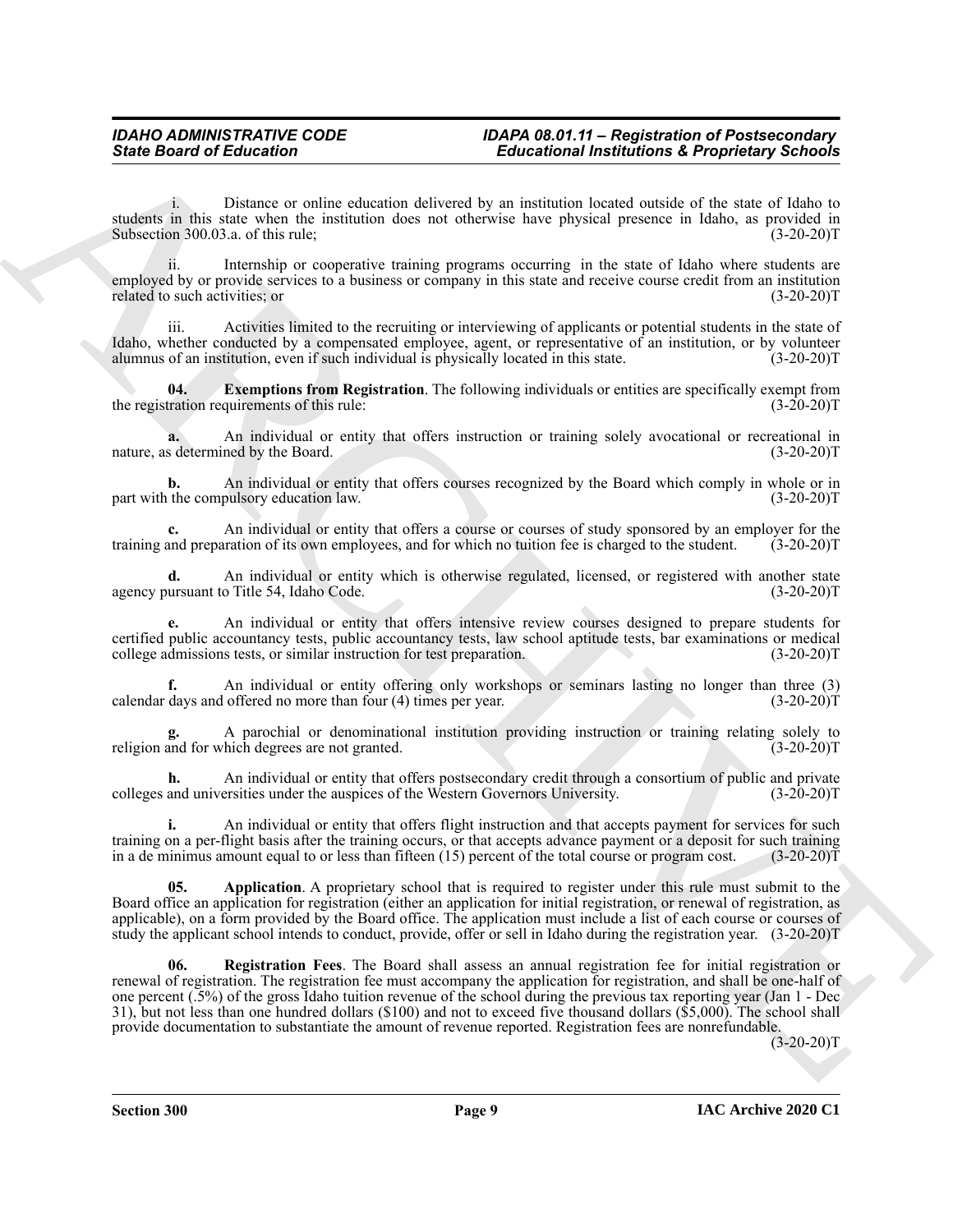i. Distance or online education delivered by an institution located outside of the state of Idaho to students in this state when the institution does not otherwise have physical presence in Idaho, as provided in Subsection 300.03.a. of this rule; (3-20-20)T

ii. Internship or cooperative training programs occurring in the state of Idaho where students are employed by or provide services to a business or company in this state and receive course credit from an institution related to such activities; or (3-20-20)T

iii. Activities limited to the recruiting or interviewing of applicants or potential students in the state of Idaho, whether conducted by a compensated employee, agent, or representative of an institution, or by volunteer alumnus of an institution, even if such individual is physically located in this state. (3-20-20)T

**04. Exemptions from Registration**. The following individuals or entities are specifically exempt from the registration requirements of this rule: (3-20-20)T

**a.** An individual or entity that offers instruction or training solely avocational or recreational in nature, as determined by the Board. (3-20-20)T

**b.** An individual or entity that offers courses recognized by the Board which comply in whole or in part with the compulsory education law. (3-20-20)T

**c.** An individual or entity that offers a course or courses of study sponsored by an employer for the training and preparation of its own employees, and for which no tuition fee is charged to the student. (3-20-20)T

**d.** An individual or entity which is otherwise regulated, licensed, or registered with another state agency pursuant to Title 54, Idaho Code. (3-20-20)T

**e.** An individual or entity that offers intensive review courses designed to prepare students for certified public accountancy tests, public accountancy tests, law school aptitude tests, bar examinations or medical college admissions tests, or similar instruction for test preparation. (3-20-20)T

**f.** An individual or entity offering only workshops or seminars lasting no longer than three (3) calendar days and offered no more than four (4) times per year. (3-20-20)T

**g.** A parochial or denominational institution providing instruction or training relating solely to religion and for which degrees are not granted. (3-20-20)T

**h.** An individual or entity that offers postsecondary credit through a consortium of public and private colleges and universities under the auspices of the Western Governors University. (3-20-20)T

**i.** An individual or entity that offers flight instruction and that accepts payment for services for such training on a per-flight basis after the training occurs, or that accepts advance payment or a deposit for such training in a de minimus amount equal to or less than fifteen (15) percent of the total course or program cost. (3-20-20)T

**05. Application**. A proprietary school that is required to register under this rule must submit to the Board office an application for registration (either an application for initial registration, or renewal of registration, as applicable), on a form provided by the Board office. The application must include a list of each course or courses of study the applicant school intends to conduct, provide, offer or sell in Idaho during the registration year. (3-20-20)T

**06. Registration Fees**. The Board shall assess an annual registration fee for initial registration or renewal of registration. The registration fee must accompany the application for registration, and shall be one-half of one percent (.5%) of the gross Idaho tuition revenue of the school during the previous tax reporting year (Jan 1 - Dec 31), but not less than one hundred dollars ($100) and not to exceed five thousand dollars ($5,000). The school shall provide documentation to substantiate the amount of revenue reported. Registration fees are nonrefundable. (3-20-20)T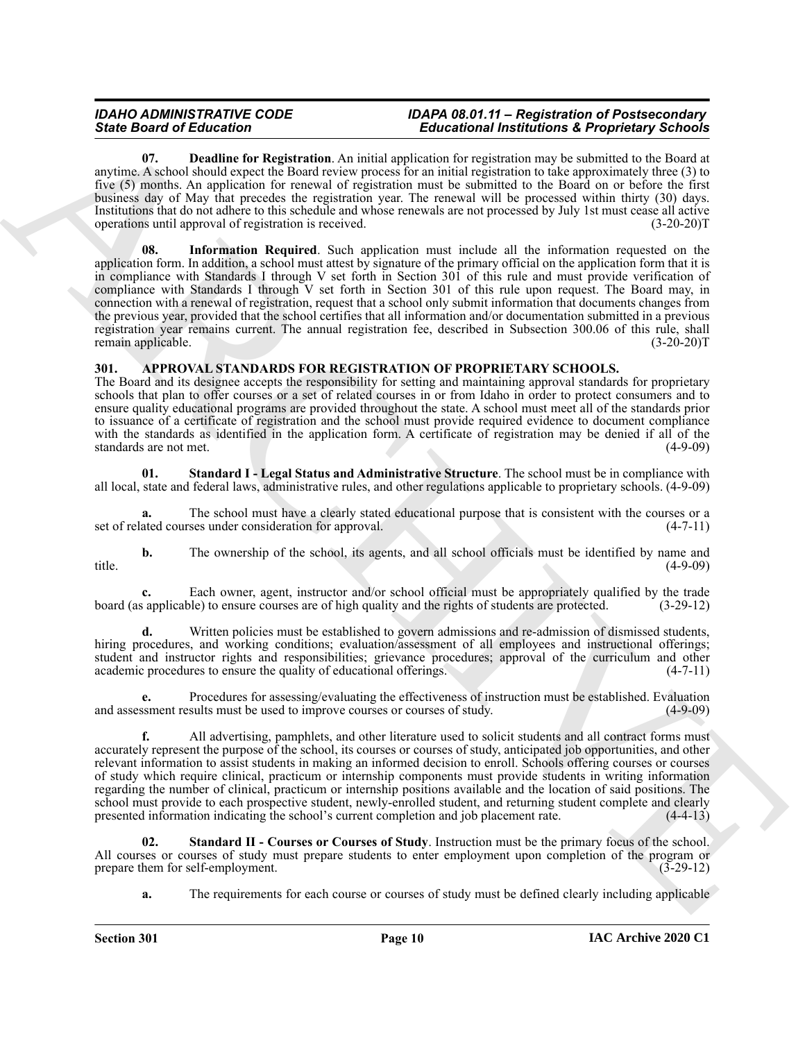**07. Deadline for Registration**. An initial application for registration may be submitted to the Board at anytime. A school should expect the Board review process for an initial registration to take approximately three (3) to five (5) months. An application for renewal of registration must be submitted to the Board on or before the first business day of May that precedes the registration year. The renewal will be processed within thirty (30) days. Institutions that do not adhere to this schedule and whose renewals are not processed by July 1st must cease all active operations until approval of registration is received. (3-20-20)T

**08. Information Required**. Such application must include all the information requested on the application form. In addition, a school must attest by signature of the primary official on the application form that it is in compliance with Standards I through V set forth in Section 301 of this rule and must provide verification of compliance with Standards I through V set forth in Section 301 of this rule upon request. The Board may, in connection with a renewal of registration, request that a school only submit information that documents changes from the previous year, provided that the school certifies that all information and/or documentation submitted in a previous registration year remains current. The annual registration fee, described in Subsection 300.06 of this rule, shall remain applicable. (3-20-20)T

## 301. APPROVAL STANDARDS FOR REGISTRATION OF PROPRIETARY SCHOOLS.

The Board and its designee accepts the responsibility for setting and maintaining approval standards for proprietary schools that plan to offer courses or a set of related courses in or from Idaho in order to protect consumers and to ensure quality educational programs are provided throughout the state. A school must meet all of the standards prior to issuance of a certificate of registration and the school must provide required evidence to document compliance with the standards as identified in the application form. A certificate of registration may be denied if all of the standards are not met. (4-9-09)

**01. Standard I - Legal Status and Administrative Structure**. The school must be in compliance with all local, state and federal laws, administrative rules, and other regulations applicable to proprietary schools. (4-9-09)

**a.** The school must have a clearly stated educational purpose that is consistent with the courses or a set of related courses under consideration for approval. (4-7-11)

**b.** The ownership of the school, its agents, and all school officials must be identified by name and title. (4-9-09)

**c.** Each owner, agent, instructor and/or school official must be appropriately qualified by the trade board (as applicable) to ensure courses are of high quality and the rights of students are protected. (3-29-12)

**d.** Written policies must be established to govern admissions and re-admission of dismissed students, hiring procedures, and working conditions; evaluation/assessment of all employees and instructional offerings; student and instructor rights and responsibilities; grievance procedures; approval of the curriculum and other academic procedures to ensure the quality of educational offerings. (4-7-11)

**e.** Procedures for assessing/evaluating the effectiveness of instruction must be established. Evaluation and assessment results must be used to improve courses or courses of study. (4-9-09)

**f.** All advertising, pamphlets, and other literature used to solicit students and all contract forms must accurately represent the purpose of the school, its courses or courses of study, anticipated job opportunities, and other relevant information to assist students in making an informed decision to enroll. Schools offering courses or courses of study which require clinical, practicum or internship components must provide students in writing information regarding the number of clinical, practicum or internship positions available and the location of said positions. The school must provide to each prospective student, newly-enrolled student, and returning student complete and clearly presented information indicating the school's current completion and job placement rate. (4-4-13)

**02. Standard II - Courses or Courses of Study**. Instruction must be the primary focus of the school. All courses or courses of study must prepare students to enter employment upon completion of the program or prepare them for self-employment. (3-29-12)

**a.** The requirements for each course or courses of study must be defined clearly including applicable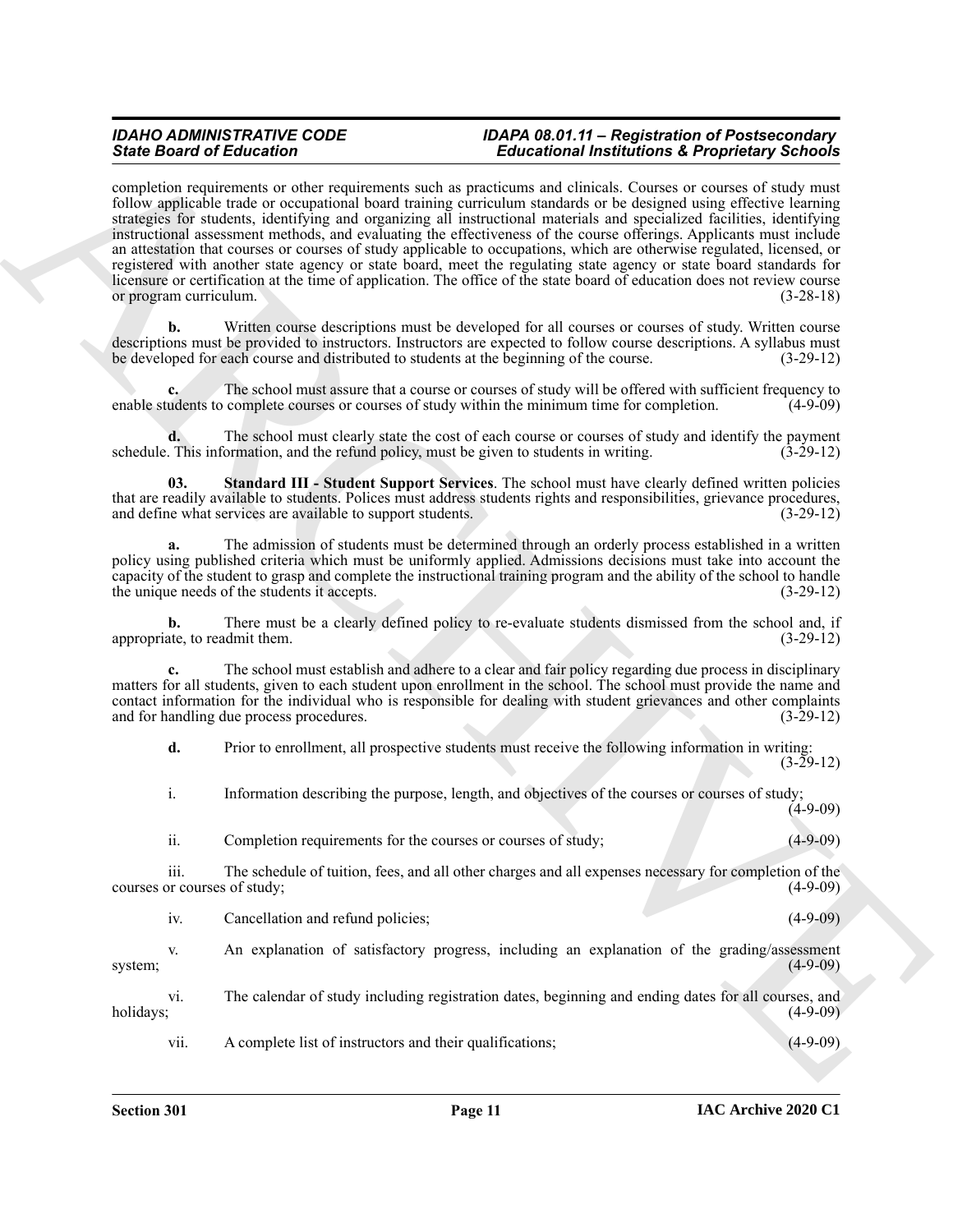completion requirements or other requirements such as practicums and clinicals. Courses or courses of study must follow applicable trade or occupational board training curriculum standards or be designed using effective learning strategies for students, identifying and organizing all instructional materials and specialized facilities, identifying instructional assessment methods, and evaluating the effectiveness of the course offerings. Applicants must include an attestation that courses or courses of study applicable to occupations, which are otherwise regulated, licensed, or registered with another state agency or state board, meet the regulating state agency or state board standards for licensure or certification at the time of application. The office of the state board of education does not review course or program curriculum. (3-28-18)

**b.** Written course descriptions must be developed for all courses or courses of study. Written course descriptions must be provided to instructors. Instructors are expected to follow course descriptions. A syllabus must be developed for each course and distributed to students at the beginning of the course. (3-29-12)

**c.** The school must assure that a course or courses of study will be offered with sufficient frequency to enable students to complete courses or courses of study within the minimum time for completion. (4-9-09)

**d.** The school must clearly state the cost of each course or courses of study and identify the payment schedule. This information, and the refund policy, must be given to students in writing. (3-29-12)

**03. Standard III - Student Support Services**. The school must have clearly defined written policies that are readily available to students. Polices must address students rights and responsibilities, grievance procedures, and define what services are available to support students. (3-29-12)

**a.** The admission of students must be determined through an orderly process established in a written policy using published criteria which must be uniformly applied. Admissions decisions must take into account the capacity of the student to grasp and complete the instructional training program and the ability of the school to handle the unique needs of the students it accepts. (3-29-12)

**b.** There must be a clearly defined policy to re-evaluate students dismissed from the school and, if appropriate, to readmit them. (3-29-12)

**c.** The school must establish and adhere to a clear and fair policy regarding due process in disciplinary matters for all students, given to each student upon enrollment in the school. The school must provide the name and contact information for the individual who is responsible for dealing with student grievances and other complaints and for handling due process procedures. (3-29-12)

**d.** Prior to enrollment, all prospective students must receive the following information in writing: (3-29-12)

i. Information describing the purpose, length, and objectives of the courses or courses of study; (4-9-09)

ii. Completion requirements for the courses or courses of study; (4-9-09)

iii. The schedule of tuition, fees, and all other charges and all expenses necessary for completion of the courses or courses of study; (4-9-09)

iv. Cancellation and refund policies; (4-9-09)

v. An explanation of satisfactory progress, including an explanation of the grading/assessment system; (4-9-09)

vi. The calendar of study including registration dates, beginning and ending dates for all courses, and holidays; (4-9-09)

vii. A complete list of instructors and their qualifications; (4-9-09)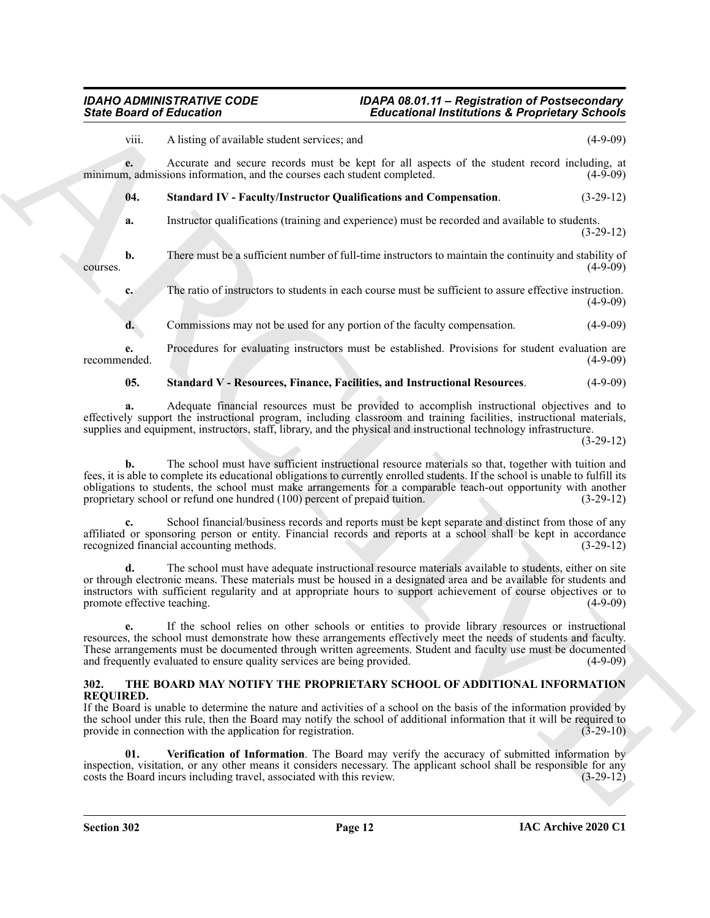viii. A listing of available student services; and (4-9-09)

**e.** Accurate and secure records must be kept for all aspects of the student record including, at minimum, admissions information, and the courses each student completed. (4-9-09)

**04. Standard IV - Faculty/Instructor Qualifications and Compensation**. (3-29-12)

**a.** Instructor qualifications (training and experience) must be recorded and available to students. (3-29-12)

**b.** There must be a sufficient number of full-time instructors to maintain the continuity and stability of courses. (4-9-09)

**c.** The ratio of instructors to students in each course must be sufficient to assure effective instruction. (4-9-09)

**d.** Commissions may not be used for any portion of the faculty compensation. (4-9-09)

**e.** Procedures for evaluating instructors must be established. Provisions for student evaluation are recommended. (4-9-09)

**05. Standard V - Resources, Finance, Facilities, and Instructional Resources**. (4-9-09)

**a.** Adequate financial resources must be provided to accomplish instructional objectives and to effectively support the instructional program, including classroom and training facilities, instructional materials, supplies and equipment, instructors, staff, library, and the physical and instructional technology infrastructure. (3-29-12)

**b.** The school must have sufficient instructional resource materials so that, together with tuition and fees, it is able to complete its educational obligations to currently enrolled students. If the school is unable to fulfill its obligations to students, the school must make arrangements for a comparable teach-out opportunity with another proprietary school or refund one hundred (100) percent of prepaid tuition. (3-29-12)

**c.** School financial/business records and reports must be kept separate and distinct from those of any affiliated or sponsoring person or entity. Financial records and reports at a school shall be kept in accordance recognized financial accounting methods. (3-29-12)

**d.** The school must have adequate instructional resource materials available to students, either on site or through electronic means. These materials must be housed in a designated area and be available for students and instructors with sufficient regularity and at appropriate hours to support achievement of course objectives or to promote effective teaching. (4-9-09)

**e.** If the school relies on other schools or entities to provide library resources or instructional resources, the school must demonstrate how these arrangements effectively meet the needs of students and faculty. These arrangements must be documented through written agreements. Student and faculty use must be documented and frequently evaluated to ensure quality services are being provided. (4-9-09)

### 302. THE BOARD MAY NOTIFY THE PROPRIETARY SCHOOL OF ADDITIONAL INFORMATION REQUIRED.

If the Board is unable to determine the nature and activities of a school on the basis of the information provided by the school under this rule, then the Board may notify the school of additional information that it will be required to provide in connection with the application for registration. (3-29-10)

**01. Verification of Information**. The Board may verify the accuracy of submitted information by inspection, visitation, or any other means it considers necessary. The applicant school shall be responsible for any costs the Board incurs including travel, associated with this review. (3-29-12)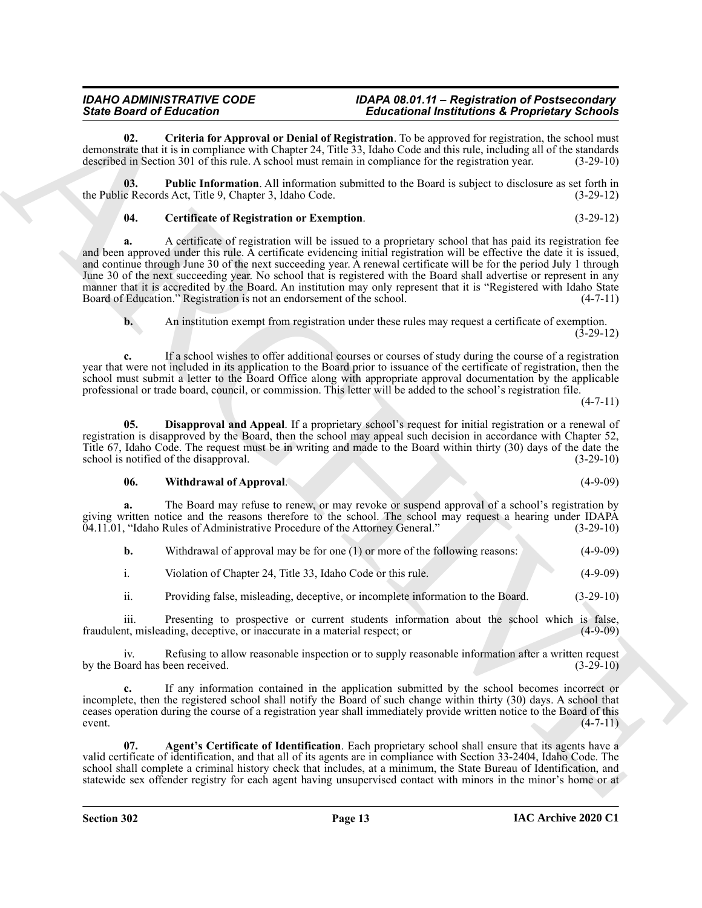**02. Criteria for Approval or Denial of Registration**. To be approved for registration, the school must demonstrate that it is in compliance with Chapter 24, Title 33, Idaho Code and this rule, including all of the standards described in Section 301 of this rule. A school must remain in compliance for the registration year. (3-29-10)

**03. Public Information**. All information submitted to the Board is subject to disclosure as set forth in the Public Records Act, Title 9, Chapter 3, Idaho Code. (3-29-12)

**04. Certificate of Registration or Exemption**. (3-29-12)

**a.** A certificate of registration will be issued to a proprietary school that has paid its registration fee and been approved under this rule. A certificate evidencing initial registration will be effective the date it is issued, and continue through June 30 of the next succeeding year. A renewal certificate will be for the period July 1 through June 30 of the next succeeding year. No school that is registered with the Board shall advertise or represent in any manner that it is accredited by the Board. An institution may only represent that it is "Registered with Idaho State Board of Education." Registration is not an endorsement of the school. (4-7-11)

**b.** An institution exempt from registration under these rules may request a certificate of exemption. (3-29-12)

**c.** If a school wishes to offer additional courses or courses of study during the course of a registration year that were not included in its application to the Board prior to issuance of the certificate of registration, then the school must submit a letter to the Board Office along with appropriate approval documentation by the applicable professional or trade board, council, or commission. This letter will be added to the school's registration file. (4-7-11)

**05. Disapproval and Appeal**. If a proprietary school's request for initial registration or a renewal of registration is disapproved by the Board, then the school may appeal such decision in accordance with Chapter 52, Title 67, Idaho Code. The request must be in writing and made to the Board within thirty (30) days of the date the school is notified of the disapproval. (3-29-10)

**06. Withdrawal of Approval**. (4-9-09)

**a.** The Board may refuse to renew, or may revoke or suspend approval of a school's registration by giving written notice and the reasons therefore to the school. The school may request a hearing under IDAPA 04.11.01, "Idaho Rules of Administrative Procedure of the Attorney General." (3-29-10)

**b.** Withdrawal of approval may be for one (1) or more of the following reasons: (4-9-09)

i. Violation of Chapter 24, Title 33, Idaho Code or this rule. (4-9-09)

ii. Providing false, misleading, deceptive, or incomplete information to the Board. (3-29-10)

iii. Presenting to prospective or current students information about the school which is false, fraudulent, misleading, deceptive, or inaccurate in a material respect; or (4-9-09)

iv. Refusing to allow reasonable inspection or to supply reasonable information after a written request by the Board has been received. (3-29-10)

**c.** If any information contained in the application submitted by the school becomes incorrect or incomplete, then the registered school shall notify the Board of such change within thirty (30) days. A school that ceases operation during the course of a registration year shall immediately provide written notice to the Board of this event. (4-7-11)

**07. Agent's Certificate of Identification**. Each proprietary school shall ensure that its agents have a valid certificate of identification, and that all of its agents are in compliance with Section 33-2404, Idaho Code. The school shall complete a criminal history check that includes, at a minimum, the State Bureau of Identification, and statewide sex offender registry for each agent having unsupervised contact with minors in the minor's home or at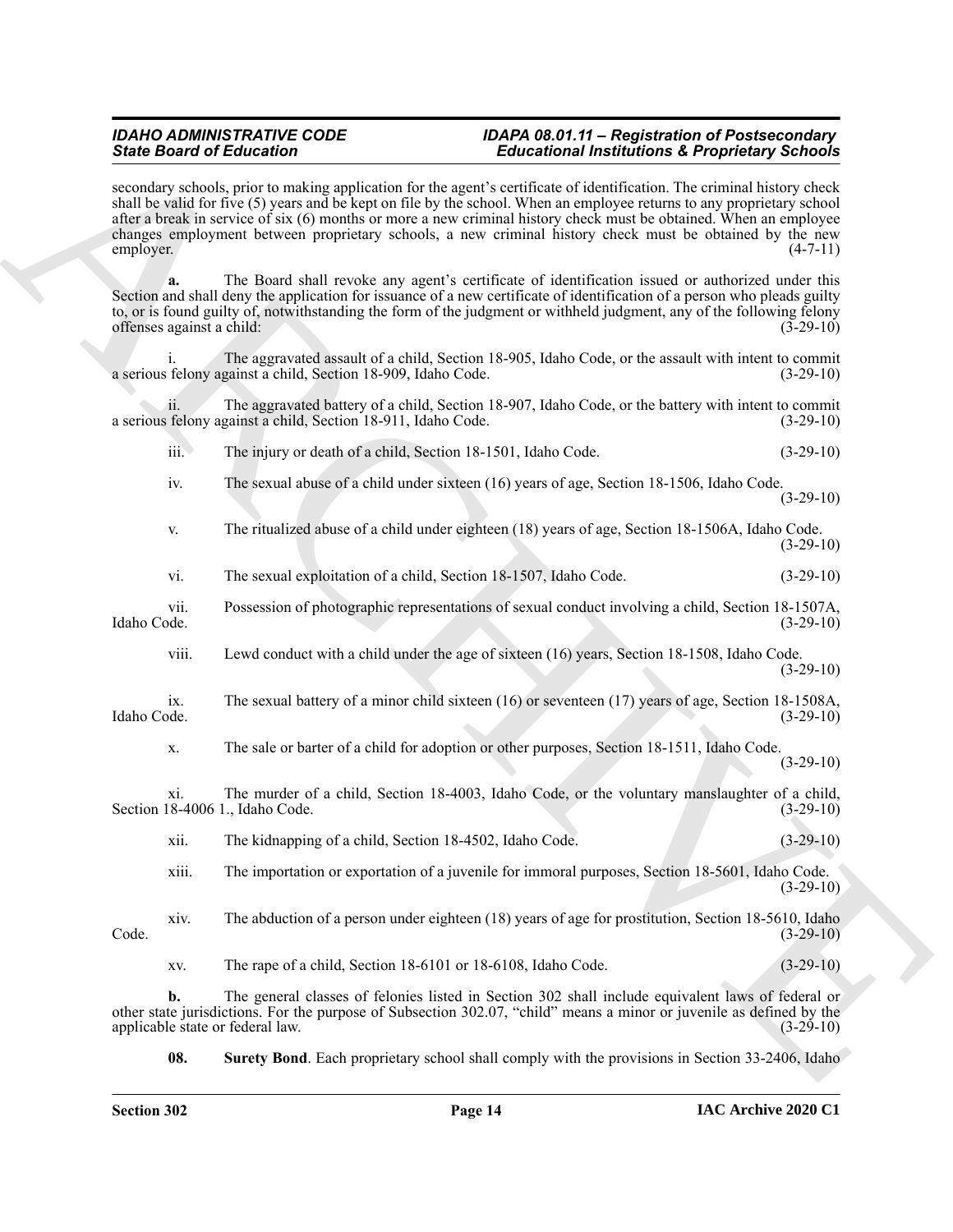secondary schools, prior to making application for the agent's certificate of identification. The criminal history check shall be valid for five (5) years and be kept on file by the school. When an employee returns to any proprietary school after a break in service of six (6) months or more a new criminal history check must be obtained. When an employee changes employment between proprietary schools, a new criminal history check must be obtained by the new employer. (4-7-11)

**a.** The Board shall revoke any agent's certificate of identification issued or authorized under this Section and shall deny the application for issuance of a new certificate of identification of a person who pleads guilty to, or is found guilty of, notwithstanding the form of the judgment or withheld judgment, any of the following felony offenses against a child: (3-29-10)

i. The aggravated assault of a child, Section 18-905, Idaho Code, or the assault with intent to commit a serious felony against a child, Section 18-909, Idaho Code. (3-29-10)

ii. The aggravated battery of a child, Section 18-907, Idaho Code, or the battery with intent to commit a serious felony against a child, Section 18-911, Idaho Code. (3-29-10)

iii. The injury or death of a child, Section 18-1501, Idaho Code. (3-29-10)

iv. The sexual abuse of a child under sixteen (16) years of age, Section 18-1506, Idaho Code. (3-29-10)

v. The ritualized abuse of a child under eighteen (18) years of age, Section 18-1506A, Idaho Code. (3-29-10)

vi. The sexual exploitation of a child, Section 18-1507, Idaho Code. (3-29-10)

vii. Possession of photographic representations of sexual conduct involving a child, Section 18-1507A, Idaho Code. (3-29-10)

viii. Lewd conduct with a child under the age of sixteen (16) years, Section 18-1508, Idaho Code. (3-29-10)

ix. The sexual battery of a minor child sixteen (16) or seventeen (17) years of age, Section 18-1508A, Idaho Code. (3-29-10)

x. The sale or barter of a child for adoption or other purposes, Section 18-1511, Idaho Code. (3-29-10)

xi. The murder of a child, Section 18-4003, Idaho Code, or the voluntary manslaughter of a child, Section 18-4006 1., Idaho Code. (3-29-10)

xii. The kidnapping of a child, Section 18-4502, Idaho Code. (3-29-10)

xiii. The importation or exportation of a juvenile for immoral purposes, Section 18-5601, Idaho Code. (3-29-10)

xiv. The abduction of a person under eighteen (18) years of age for prostitution, Section 18-5610, Idaho Code. (3-29-10)

xv. The rape of a child, Section 18-6101 or 18-6108, Idaho Code. (3-29-10)

**b.** The general classes of felonies listed in Section 302 shall include equivalent laws of federal or other state jurisdictions. For the purpose of Subsection 302.07, "child" means a minor or juvenile as defined by the applicable state or federal law. (3-29-10)

**08. Surety Bond**. Each proprietary school shall comply with the provisions in Section 33-2406, Idaho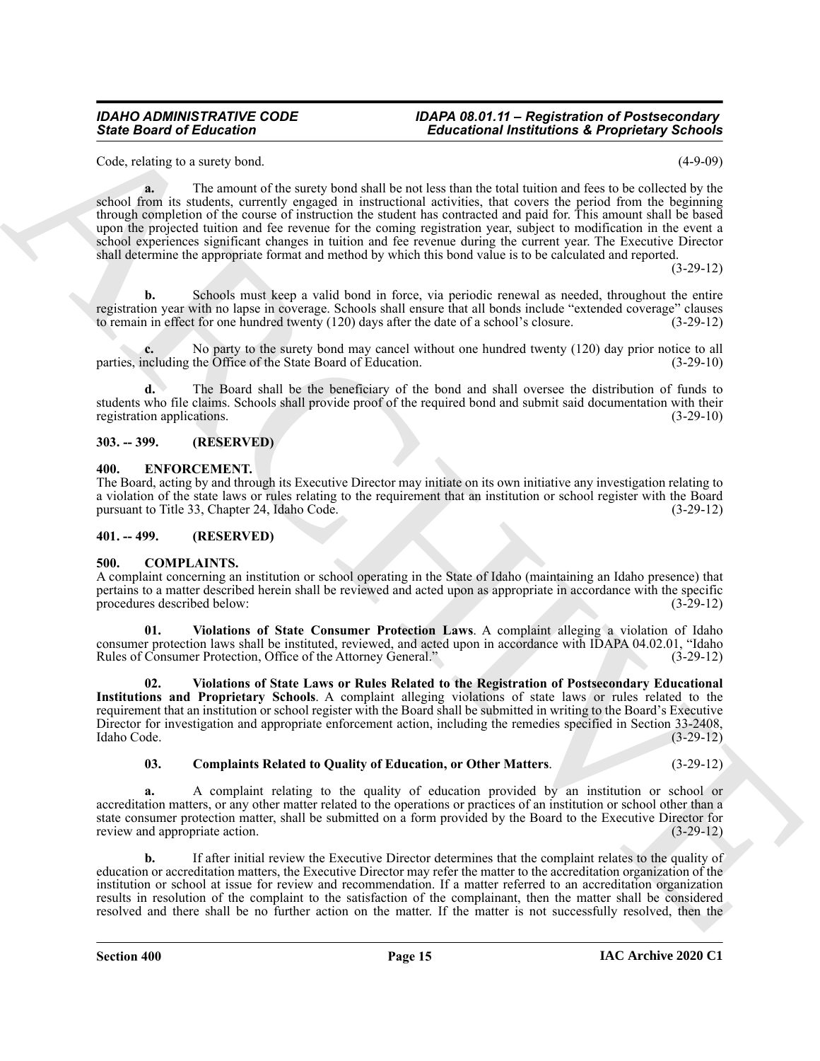Code, relating to a surety bond. (4-9-09)

**a.** The amount of the surety bond shall be not less than the total tuition and fees to be collected by the school from its students, currently engaged in instructional activities, that covers the period from the beginning through completion of the course of instruction the student has contracted and paid for. This amount shall be based upon the projected tuition and fee revenue for the coming registration year, subject to modification in the event a school experiences significant changes in tuition and fee revenue during the current year. The Executive Director shall determine the appropriate format and method by which this bond value is to be calculated and reported. (3-29-12)

**b.** Schools must keep a valid bond in force, via periodic renewal as needed, throughout the entire registration year with no lapse in coverage. Schools shall ensure that all bonds include "extended coverage" clauses to remain in effect for one hundred twenty (120) days after the date of a school's closure. (3-29-12)

**c.** No party to the surety bond may cancel without one hundred twenty (120) day prior notice to all parties, including the Office of the State Board of Education. (3-29-10)

**d.** The Board shall be the beneficiary of the bond and shall oversee the distribution of funds to students who file claims. Schools shall provide proof of the required bond and submit said documentation with their registration applications. (3-29-10)

## 303. -- 399. (RESERVED)

## 400. ENFORCEMENT.

The Board, acting by and through its Executive Director may initiate on its own initiative any investigation relating to a violation of the state laws or rules relating to the requirement that an institution or school register with the Board pursuant to Title 33, Chapter 24, Idaho Code. (3-29-12)

## 401. -- 499. (RESERVED)

## 500. COMPLAINTS.

A complaint concerning an institution or school operating in the State of Idaho (maintaining an Idaho presence) that pertains to a matter described herein shall be reviewed and acted upon as appropriate in accordance with the specific procedures described below: (3-29-12)

**01. Violations of State Consumer Protection Laws**. A complaint alleging a violation of Idaho consumer protection laws shall be instituted, reviewed, and acted upon in accordance with IDAPA 04.02.01, "Idaho Rules of Consumer Protection, Office of the Attorney General." (3-29-12)

**02. Violations of State Laws or Rules Related to the Registration of Postsecondary Educational Institutions and Proprietary Schools**. A complaint alleging violations of state laws or rules related to the requirement that an institution or school register with the Board shall be submitted in writing to the Board's Executive Director for investigation and appropriate enforcement action, including the remedies specified in Section 33-2408, Idaho Code. (3-29-12)

**03. Complaints Related to Quality of Education, or Other Matters**. (3-29-12)

**a.** A complaint relating to the quality of education provided by an institution or school or accreditation matters, or any other matter related to the operations or practices of an institution or school other than a state consumer protection matter, shall be submitted on a form provided by the Board to the Executive Director for review and appropriate action. (3-29-12)

**b.** If after initial review the Executive Director determines that the complaint relates to the quality of education or accreditation matters, the Executive Director may refer the matter to the accreditation organization of the institution or school at issue for review and recommendation. If a matter referred to an accreditation organization results in resolution of the complaint to the satisfaction of the complainant, then the matter shall be considered resolved and there shall be no further action on the matter. If the matter is not successfully resolved, then the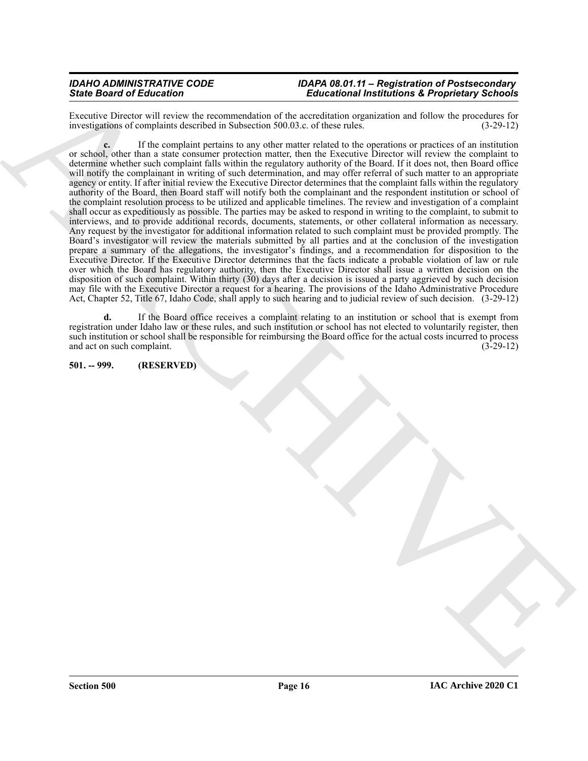Executive Director will review the recommendation of the accreditation organization and follow the procedures for investigations of complaints described in Subsection 500.03.c. of these rules. (3-29-12)

**c.** If the complaint pertains to any other matter related to the operations or practices of an institution or school, other than a state consumer protection matter, then the Executive Director will review the complaint to determine whether such complaint falls within the regulatory authority of the Board. If it does not, then Board office will notify the complainant in writing of such determination, and may offer referral of such matter to an appropriate agency or entity. If after initial review the Executive Director determines that the complaint falls within the regulatory authority of the Board, then Board staff will notify both the complainant and the respondent institution or school of the complaint resolution process to be utilized and applicable timelines. The review and investigation of a complaint shall occur as expeditiously as possible. The parties may be asked to respond in writing to the complaint, to submit to interviews, and to provide additional records, documents, statements, or other collateral information as necessary. Any request by the investigator for additional information related to such complaint must be provided promptly. The Board's investigator will review the materials submitted by all parties and at the conclusion of the investigation prepare a summary of the allegations, the investigator's findings, and a recommendation for disposition to the Executive Director. If the Executive Director determines that the facts indicate a probable violation of law or rule over which the Board has regulatory authority, then the Executive Director shall issue a written decision on the disposition of such complaint. Within thirty (30) days after a decision is issued a party aggrieved by such decision may file with the Executive Director a request for a hearing. The provisions of the Idaho Administrative Procedure Act, Chapter 52, Title 67, Idaho Code, shall apply to such hearing and to judicial review of such decision. (3-29-12)

**d.** If the Board office receives a complaint relating to an institution or school that is exempt from registration under Idaho law or these rules, and such institution or school has not elected to voluntarily register, then such institution or school shall be responsible for reimbursing the Board office for the actual costs incurred to process and act on such complaint. (3-29-12)

**501. -- 999. (RESERVED)**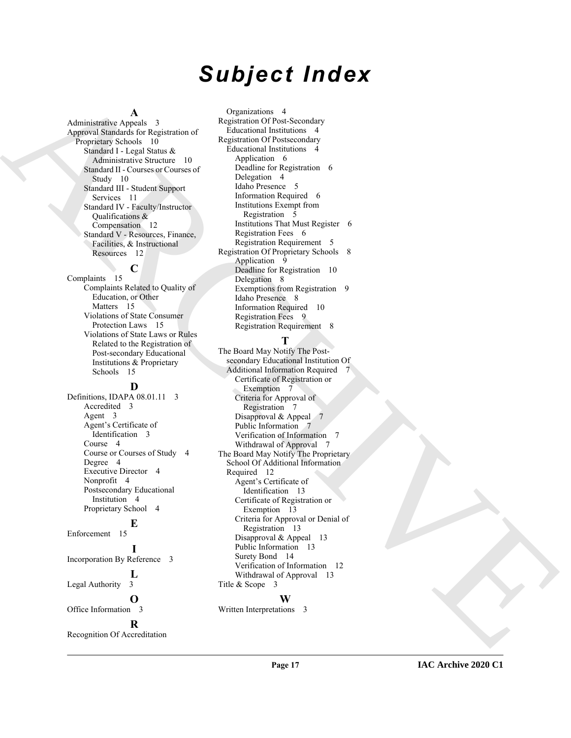# *Subject Index*

**A**

Administrative Appeals 3
Approval Standards for Registration of Proprietary Schools 10
- Standard I - Legal Status & Administrative Structure 10
- Standard II - Courses or Courses of Study 10
- Standard III - Student Support Services 11
- Standard IV - Faculty/Instructor Qualifications & Compensation 12
- Standard V - Resources, Finance, Facilities, & Instructional Resources 12

**C**

Complaints 15
- Complaints Related to Quality of Education, or Other Matters 15
- Violations of State Consumer Protection Laws 15
- Violations of State Laws or Rules Related to the Registration of Post-secondary Educational Institutions & Proprietary Schools 15

**D**

Definitions, IDAPA 08.01.11 3
- Accredited 3
- Agent 3
- Agent's Certificate of Identification 3
- Course 4
- Course or Courses of Study 4
- Degree 4
- Executive Director 4
- Nonprofit 4
- Postsecondary Educational Institution 4
- Proprietary School 4

**E**

Enforcement 15

**I**

Incorporation By Reference 3

**L**

Legal Authority 3

**O**

Office Information 3

**R**

Recognition Of Accreditation Organizations 4
Registration Of Post-Secondary Educational Institutions 4
Registration Of Postsecondary Educational Institutions 4
- Application 6
- Deadline for Registration 6
- Delegation 4
- Idaho Presence 5
- Information Required 6
- Institutions Exempt from Registration 5
- Institutions That Must Register 6
- Registration Fees 6
- Registration Requirement 5

Registration Of Proprietary Schools 8
- Application 9
- Deadline for Registration 10
- Delegation 8
- Exemptions from Registration 9
- Idaho Presence 8
- Information Required 10
- Registration Fees 9
- Registration Requirement 8

**T**

The Board May Notify The Post-secondary Educational Institution Of Additional Information Required 7
- Certificate of Registration or Exemption 7
- Criteria for Approval of Registration 7
- Disapproval & Appeal 7
- Public Information 7
- Verification of Information 7
- Withdrawal of Approval 7

The Board May Notify The Proprietary School Of Additional Information Required 12
- Agent's Certificate of Identification 13
- Certificate of Registration or Exemption 13
- Criteria for Approval or Denial of Registration 13
- Disapproval & Appeal 13
- Public Information 13
- Surety Bond 14
- Verification of Information 12
- Withdrawal of Approval 13

Title & Scope 3

**W**

Written Interpretations 3